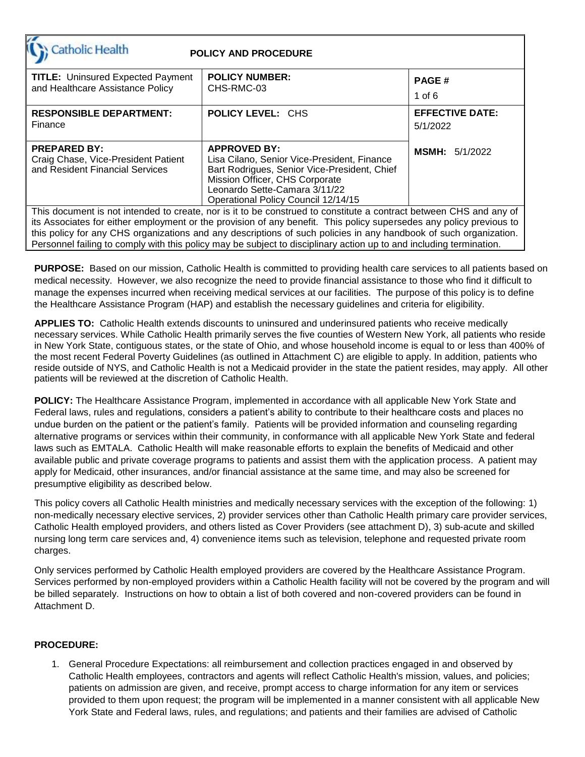| Catholic Health | POLICY AND PROCEDURE | |
|---|---|---|
| **TITLE:** Uninsured Expected Payment and Healthcare Assistance Policy | **POLICY NUMBER:** CHS-RMC-03 | **PAGE #** 1 of 6 |
| **RESPONSIBLE DEPARTMENT:** Finance | **POLICY LEVEL:** CHS | **EFFECTIVE DATE:** 5/1/2022 |
| **PREPARED BY:** Craig Chase, Vice-President Patient and Resident Financial Services | **APPROVED BY:** Lisa Cilano, Senior Vice-President, Finance; Bart Rodrigues, Senior Vice-President, Chief Mission Officer, CHS Corporate; Leonardo Sette-Camara 3/11/22; Operational Policy Council 12/14/15 | **MSMH:** 5/1/2022 |

This document is not intended to create, nor is it to be construed to constitute a contract between CHS and any of its Associates for either employment or the provision of any benefit. This policy supersedes any policy previous to this policy for any CHS organizations and any descriptions of such policies in any handbook of such organization. Personnel failing to comply with this policy may be subject to disciplinary action up to and including termination.

**PURPOSE:** Based on our mission, Catholic Health is committed to providing health care services to all patients based on medical necessity. However, we also recognize the need to provide financial assistance to those who find it difficult to manage the expenses incurred when receiving medical services at our facilities. The purpose of this policy is to define the Healthcare Assistance Program (HAP) and establish the necessary guidelines and criteria for eligibility.

**APPLIES TO:** Catholic Health extends discounts to uninsured and underinsured patients who receive medically necessary services. While Catholic Health primarily serves the five counties of Western New York, all patients who reside in New York State, contiguous states, or the state of Ohio, and whose household income is equal to or less than 400% of the most recent Federal Poverty Guidelines (as outlined in Attachment C) are eligible to apply. In addition, patients who reside outside of NYS, and Catholic Health is not a Medicaid provider in the state the patient resides, may apply. All other patients will be reviewed at the discretion of Catholic Health.

**POLICY:** The Healthcare Assistance Program, implemented in accordance with all applicable New York State and Federal laws, rules and regulations, considers a patient's ability to contribute to their healthcare costs and places no undue burden on the patient or the patient's family. Patients will be provided information and counseling regarding alternative programs or services within their community, in conformance with all applicable New York State and federal laws such as EMTALA. Catholic Health will make reasonable efforts to explain the benefits of Medicaid and other available public and private coverage programs to patients and assist them with the application process. A patient may apply for Medicaid, other insurances, and/or financial assistance at the same time, and may also be screened for presumptive eligibility as described below.

This policy covers all Catholic Health ministries and medically necessary services with the exception of the following: 1) non-medically necessary elective services, 2) provider services other than Catholic Health primary care provider services, Catholic Health employed providers, and others listed as Cover Providers (see attachment D), 3) sub-acute and skilled nursing long term care services and, 4) convenience items such as television, telephone and requested private room charges.

Only services performed by Catholic Health employed providers are covered by the Healthcare Assistance Program. Services performed by non-employed providers within a Catholic Health facility will not be covered by the program and will be billed separately. Instructions on how to obtain a list of both covered and non-covered providers can be found in Attachment D.

**PROCEDURE:**

1. General Procedure Expectations: all reimbursement and collection practices engaged in and observed by Catholic Health employees, contractors and agents will reflect Catholic Health's mission, values, and policies; patients on admission are given, and receive, prompt access to charge information for any item or services provided to them upon request; the program will be implemented in a manner consistent with all applicable New York State and Federal laws, rules, and regulations; and patients and their families are advised of Catholic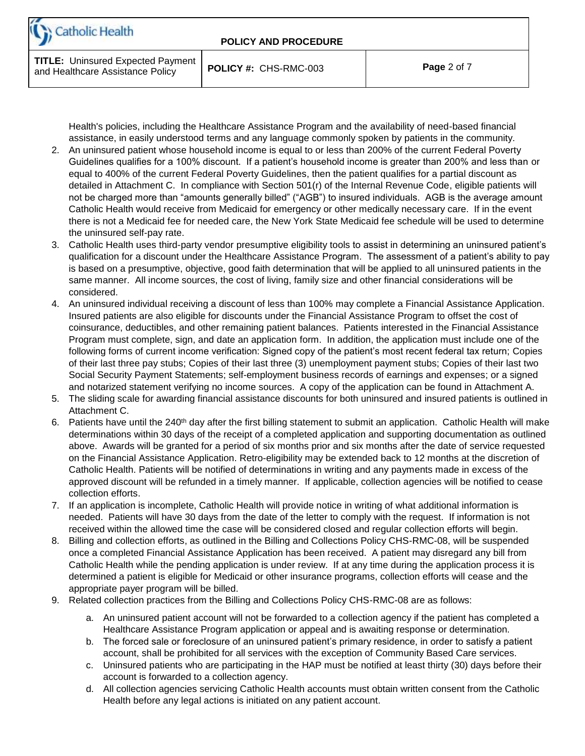Health's policies, including the Healthcare Assistance Program and the availability of need-based financial assistance, in easily understood terms and any language commonly spoken by patients in the community.

2. An uninsured patient whose household income is equal to or less than 200% of the current Federal Poverty Guidelines qualifies for a 100% discount. If a patient's household income is greater than 200% and less than or equal to 400% of the current Federal Poverty Guidelines, then the patient qualifies for a partial discount as detailed in Attachment C. In compliance with Section 501(r) of the Internal Revenue Code, eligible patients will not be charged more than "amounts generally billed" ("AGB") to insured individuals. AGB is the average amount Catholic Health would receive from Medicaid for emergency or other medically necessary care. If in the event there is not a Medicaid fee for needed care, the New York State Medicaid fee schedule will be used to determine the uninsured self-pay rate.
3. Catholic Health uses third-party vendor presumptive eligibility tools to assist in determining an uninsured patient's qualification for a discount under the Healthcare Assistance Program. The assessment of a patient's ability to pay is based on a presumptive, objective, good faith determination that will be applied to all uninsured patients in the same manner. All income sources, the cost of living, family size and other financial considerations will be considered.
4. An uninsured individual receiving a discount of less than 100% may complete a Financial Assistance Application. Insured patients are also eligible for discounts under the Financial Assistance Program to offset the cost of coinsurance, deductibles, and other remaining patient balances. Patients interested in the Financial Assistance Program must complete, sign, and date an application form. In addition, the application must include one of the following forms of current income verification: Signed copy of the patient's most recent federal tax return; Copies of their last three pay stubs; Copies of their last three (3) unemployment payment stubs; Copies of their last two Social Security Payment Statements; self-employment business records of earnings and expenses; or a signed and notarized statement verifying no income sources. A copy of the application can be found in Attachment A.
5. The sliding scale for awarding financial assistance discounts for both uninsured and insured patients is outlined in Attachment C.
6. Patients have until the 240th day after the first billing statement to submit an application. Catholic Health will make determinations within 30 days of the receipt of a completed application and supporting documentation as outlined above. Awards will be granted for a period of six months prior and six months after the date of service requested on the Financial Assistance Application. Retro-eligibility may be extended back to 12 months at the discretion of Catholic Health. Patients will be notified of determinations in writing and any payments made in excess of the approved discount will be refunded in a timely manner. If applicable, collection agencies will be notified to cease collection efforts.
7. If an application is incomplete, Catholic Health will provide notice in writing of what additional information is needed. Patients will have 30 days from the date of the letter to comply with the request. If information is not received within the allowed time the case will be considered closed and regular collection efforts will begin.
8. Billing and collection efforts, as outlined in the Billing and Collections Policy CHS-RMC-08, will be suspended once a completed Financial Assistance Application has been received. A patient may disregard any bill from Catholic Health while the pending application is under review. If at any time during the application process it is determined a patient is eligible for Medicaid or other insurance programs, collection efforts will cease and the appropriate payer program will be billed.
9. Related collection practices from the Billing and Collections Policy CHS-RMC-08 are as follows:
   a. An uninsured patient account will not be forwarded to a collection agency if the patient has completed a Healthcare Assistance Program application or appeal and is awaiting response or determination.
   b. The forced sale or foreclosure of an uninsured patient's primary residence, in order to satisfy a patient account, shall be prohibited for all services with the exception of Community Based Care services.
   c. Uninsured patients who are participating in the HAP must be notified at least thirty (30) days before their account is forwarded to a collection agency.
   d. All collection agencies servicing Catholic Health accounts must obtain written consent from the Catholic Health before any legal actions is initiated on any patient account.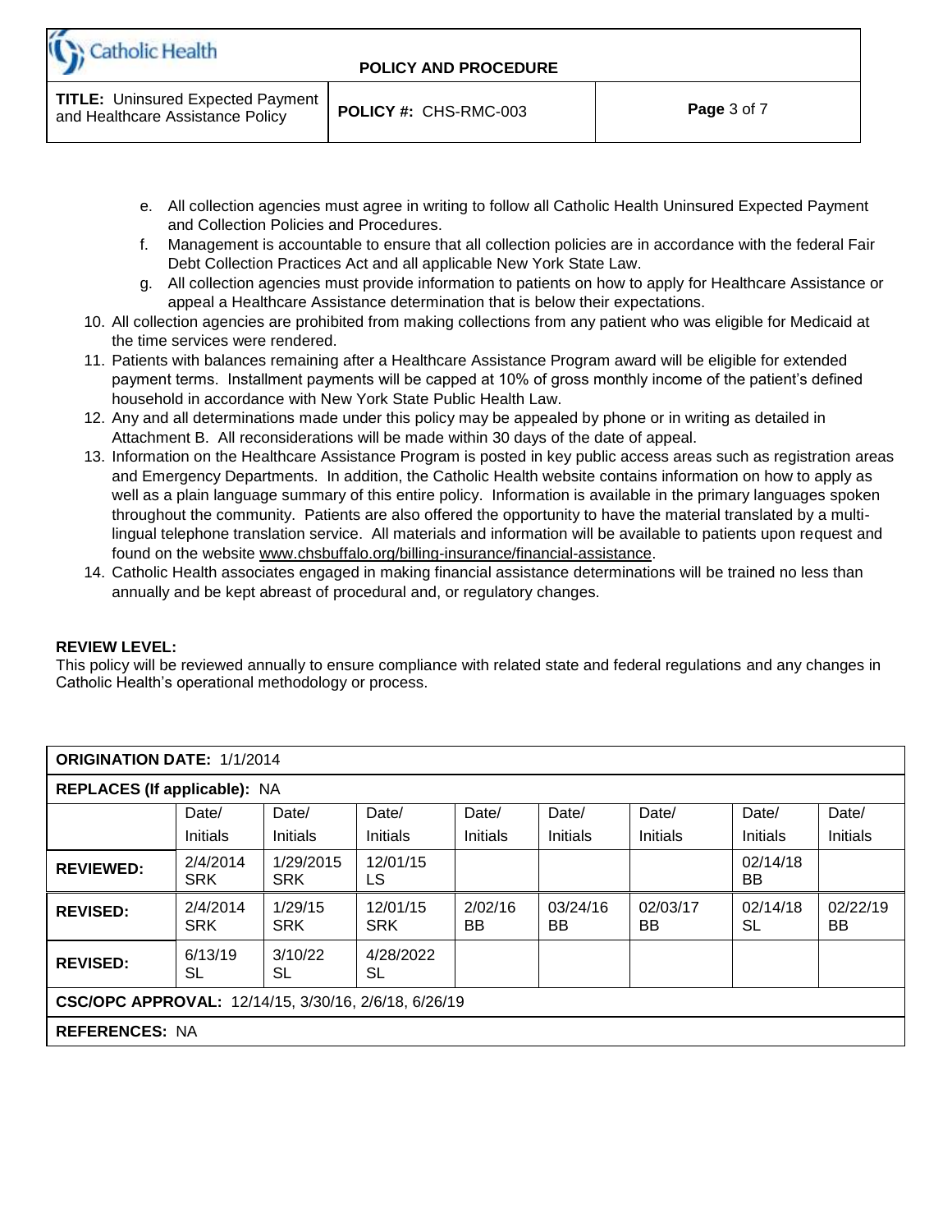e. All collection agencies must agree in writing to follow all Catholic Health Uninsured Expected Payment and Collection Policies and Procedures.
f. Management is accountable to ensure that all collection policies are in accordance with the federal Fair Debt Collection Practices Act and all applicable New York State Law.
g. All collection agencies must provide information to patients on how to apply for Healthcare Assistance or appeal a Healthcare Assistance determination that is below their expectations.

10. All collection agencies are prohibited from making collections from any patient who was eligible for Medicaid at the time services were rendered.
11. Patients with balances remaining after a Healthcare Assistance Program award will be eligible for extended payment terms. Installment payments will be capped at 10% of gross monthly income of the patient's defined household in accordance with New York State Public Health Law.
12. Any and all determinations made under this policy may be appealed by phone or in writing as detailed in Attachment B. All reconsiderations will be made within 30 days of the date of appeal.
13. Information on the Healthcare Assistance Program is posted in key public access areas such as registration areas and Emergency Departments. In addition, the Catholic Health website contains information on how to apply as well as a plain language summary of this entire policy. Information is available in the primary languages spoken throughout the community. Patients are also offered the opportunity to have the material translated by a multi-lingual telephone translation service. All materials and information will be available to patients upon request and found on the website www.chsbuffalo.org/billing-insurance/financial-assistance.
14. Catholic Health associates engaged in making financial assistance determinations will be trained no less than annually and be kept abreast of procedural and, or regulatory changes.

**REVIEW LEVEL:**
This policy will be reviewed annually to ensure compliance with related state and federal regulations and any changes in Catholic Health's operational methodology or process.

| **ORIGINATION DATE:** 1/1/2014 | | | | | | | | |
|---|---|---|---|---|---|---|---|---|
| **REPLACES (If applicable):** NA | | | | | | | | |
| | Date/ Initials | Date/ Initials | Date/ Initials | Date/ Initials | Date/ Initials | Date/ Initials | Date/ Initials | Date/ Initials |
| **REVIEWED:** | 2/4/2014 SRK | 1/29/2015 SRK | 12/01/15 LS | | | | 02/14/18 BB | |
| **REVISED:** | 2/4/2014 SRK | 1/29/15 SRK | 12/01/15 SRK | 2/02/16 BB | 03/24/16 BB | 02/03/17 BB | 02/14/18 SL | 02/22/19 BB |
| **REVISED:** | 6/13/19 SL | 3/10/22 SL | 4/28/2022 SL | | | | | |
| **CSC/OPC APPROVAL:** 12/14/15, 3/30/16, 2/6/18, 6/26/19 | | | | | | | | |
| **REFERENCES:** NA | | | | | | | | |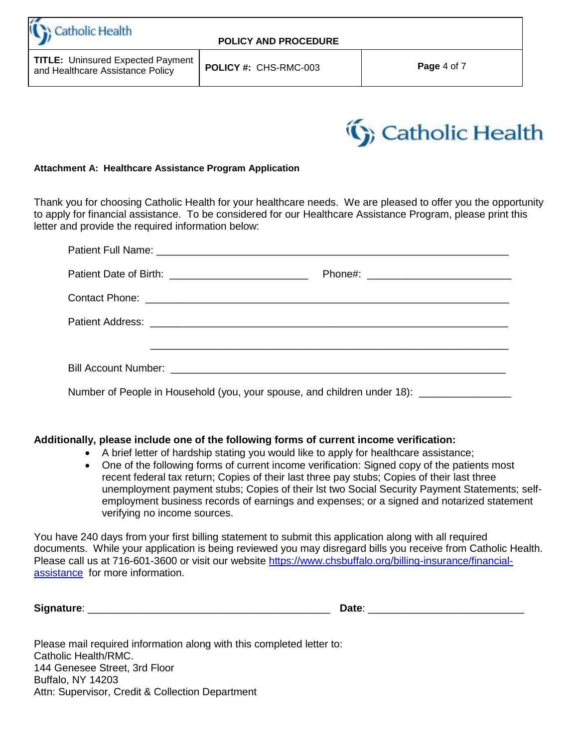**Attachment A: Healthcare Assistance Program Application**

Thank you for choosing Catholic Health for your healthcare needs. We are pleased to offer you the opportunity to apply for financial assistance. To be considered for our Healthcare Assistance Program, please print this letter and provide the required information below:

Patient Full Name: ______________________________________________________________

Patient Date of Birth: ________________________ Phone#: ________________________

Contact Phone: _________________________________________________________________

Patient Address: ________________________________________________________________

_______________________________________________________________

Bill Account Number: ___________________________________________________________

Number of People in Household (you, your spouse, and children under 18): _______________

**Additionally, please include one of the following forms of current income verification:**

- A brief letter of hardship stating you would like to apply for healthcare assistance;
- One of the following forms of current income verification: Signed copy of the patients most recent federal tax return; Copies of their last three pay stubs; Copies of their last three unemployment payment stubs; Copies of their lst two Social Security Payment Statements; self-employment business records of earnings and expenses; or a signed and notarized statement verifying no income sources.

You have 240 days from your first billing statement to submit this application along with all required documents. While your application is being reviewed you may disregard bills you receive from Catholic Health. Please call us at 716-601-3600 or visit our website https://www.chsbuffalo.org/billing-insurance/financial-assistance for more information.

**Signature**: ___________________________________________ **Date**: __________________________

Please mail required information along with this completed letter to:
Catholic Health/RMC.
144 Genesee Street, 3rd Floor
Buffalo, NY 14203
Attn: Supervisor, Credit & Collection Department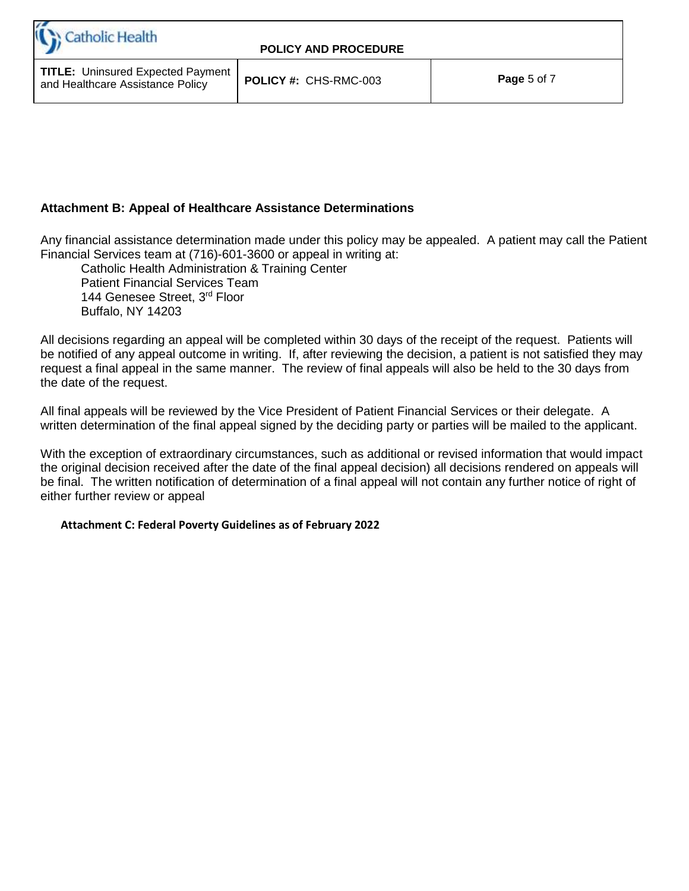## Attachment B: Appeal of Healthcare Assistance Determinations

Any financial assistance determination made under this policy may be appealed. A patient may call the Patient Financial Services team at (716)-601-3600 or appeal in writing at:

Catholic Health Administration & Training Center
Patient Financial Services Team
144 Genesee Street, 3rd Floor
Buffalo, NY 14203

All decisions regarding an appeal will be completed within 30 days of the receipt of the request. Patients will be notified of any appeal outcome in writing. If, after reviewing the decision, a patient is not satisfied they may request a final appeal in the same manner. The review of final appeals will also be held to the 30 days from the date of the request.

All final appeals will be reviewed by the Vice President of Patient Financial Services or their delegate. A written determination of the final appeal signed by the deciding party or parties will be mailed to the applicant.

With the exception of extraordinary circumstances, such as additional or revised information that would impact the original decision received after the date of the final appeal decision) all decisions rendered on appeals will be final. The written notification of determination of a final appeal will not contain any further notice of right of either further review or appeal

**Attachment C: Federal Poverty Guidelines as of February 2022**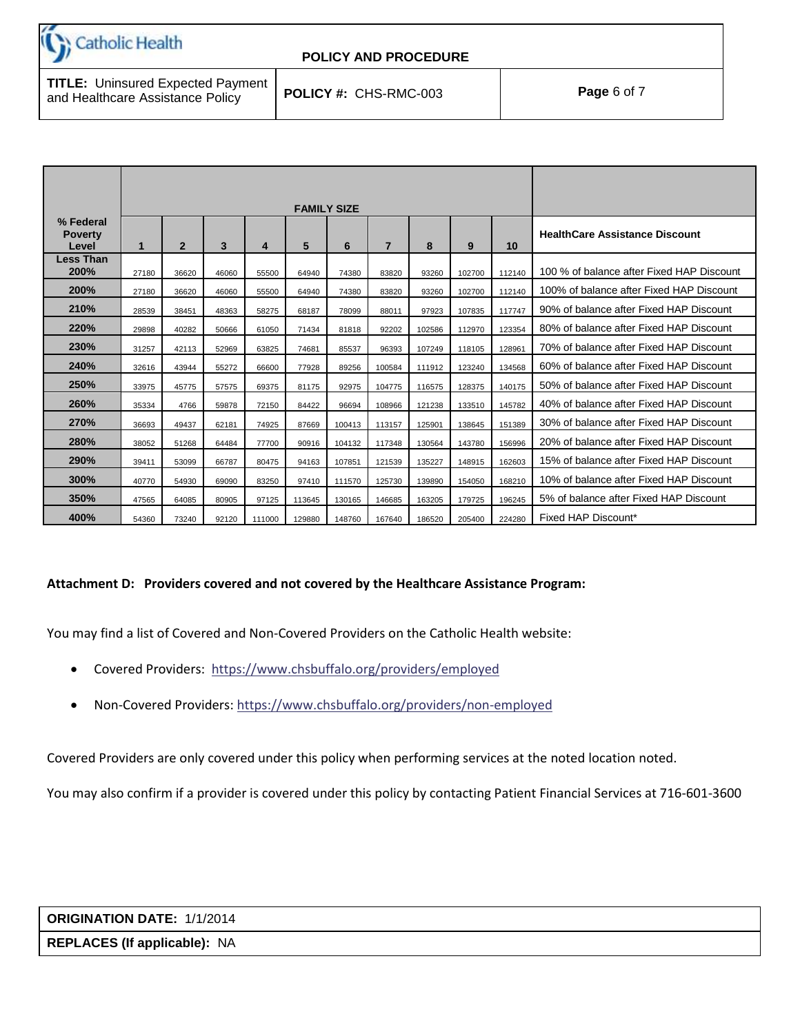| % Federal Poverty Level | FAMILY SIZE | | | | | | | | | | HealthCare Assistance Discount |
|---|---|---|---|---|---|---|---|---|---|---|---|
| | 1 | 2 | 3 | 4 | 5 | 6 | 7 | 8 | 9 | 10 | |
| Less Than 200% | 27180 | 36620 | 46060 | 55500 | 64940 | 74380 | 83820 | 93260 | 102700 | 112140 | 100 % of balance after Fixed HAP Discount |
| 200% | 27180 | 36620 | 46060 | 55500 | 64940 | 74380 | 83820 | 93260 | 102700 | 112140 | 100% of balance after Fixed HAP Discount |
| 210% | 28539 | 38451 | 48363 | 58275 | 68187 | 78099 | 88011 | 97923 | 107835 | 117747 | 90% of balance after Fixed HAP Discount |
| 220% | 29898 | 40282 | 50666 | 61050 | 71434 | 81818 | 92202 | 102586 | 112970 | 123354 | 80% of balance after Fixed HAP Discount |
| 230% | 31257 | 42113 | 52969 | 63825 | 74681 | 85537 | 96393 | 107249 | 118105 | 128961 | 70% of balance after Fixed HAP Discount |
| 240% | 32616 | 43944 | 55272 | 66600 | 77928 | 89256 | 100584 | 111912 | 123240 | 134568 | 60% of balance after Fixed HAP Discount |
| 250% | 33975 | 45775 | 57575 | 69375 | 81175 | 92975 | 104775 | 116575 | 128375 | 140175 | 50% of balance after Fixed HAP Discount |
| 260% | 35334 | 4766 | 59878 | 72150 | 84422 | 96694 | 108966 | 121238 | 133510 | 145782 | 40% of balance after Fixed HAP Discount |
| 270% | 36693 | 49437 | 62181 | 74925 | 87669 | 100413 | 113157 | 125901 | 138645 | 151389 | 30% of balance after Fixed HAP Discount |
| 280% | 38052 | 51268 | 64484 | 77700 | 90916 | 104132 | 117348 | 130564 | 143780 | 156996 | 20% of balance after Fixed HAP Discount |
| 290% | 39411 | 53099 | 66787 | 80475 | 94163 | 107851 | 121539 | 135227 | 148915 | 162603 | 15% of balance after Fixed HAP Discount |
| 300% | 40770 | 54930 | 69090 | 83250 | 97410 | 111570 | 125730 | 139890 | 154050 | 168210 | 10% of balance after Fixed HAP Discount |
| 350% | 47565 | 64085 | 80905 | 97125 | 113645 | 130165 | 146685 | 163205 | 179725 | 196245 | 5% of balance after Fixed HAP Discount |
| 400% | 54360 | 73240 | 92120 | 111000 | 129880 | 148760 | 167640 | 186520 | 205400 | 224280 | Fixed HAP Discount* |

**Attachment D: Providers covered and not covered by the Healthcare Assistance Program:**

You may find a list of Covered and Non-Covered Providers on the Catholic Health website:

- Covered Providers: https://www.chsbuffalo.org/providers/employed
- Non-Covered Providers: https://www.chsbuffalo.org/providers/non-employed

Covered Providers are only covered under this policy when performing services at the noted location noted.

You may also confirm if a provider is covered under this policy by contacting Patient Financial Services at 716-601-3600

**ORIGINATION DATE:** 1/1/2014

**REPLACES (If applicable):** NA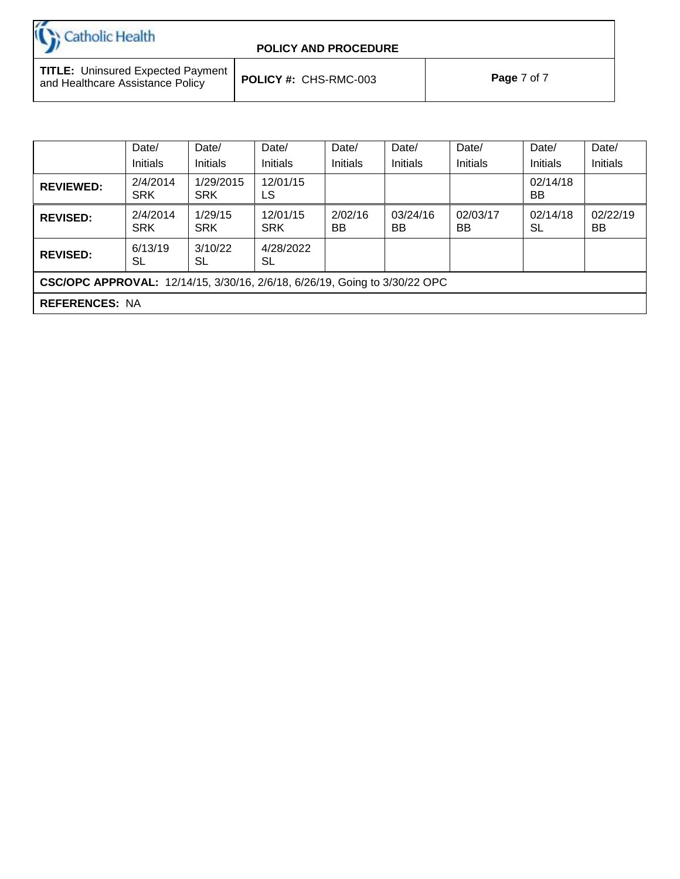| | Date/ Initials | Date/ Initials | Date/ Initials | Date/ Initials | Date/ Initials | Date/ Initials | Date/ Initials | Date/ Initials |
|---|---|---|---|---|---|---|---|---|
| **REVIEWED:** | 2/4/2014 SRK | 1/29/2015 SRK | 12/01/15 LS | | | | 02/14/18 BB | |
| **REVISED:** | 2/4/2014 SRK | 1/29/15 SRK | 12/01/15 SRK | 2/02/16 BB | 03/24/16 BB | 02/03/17 BB | 02/14/18 SL | 02/22/19 BB |
| **REVISED:** | 6/13/19 SL | 3/10/22 SL | 4/28/2022 SL | | | | | |

**CSC/OPC APPROVAL:** 12/14/15, 3/30/16, 2/6/18, 6/26/19, Going to 3/30/22 OPC

**REFERENCES:** NA